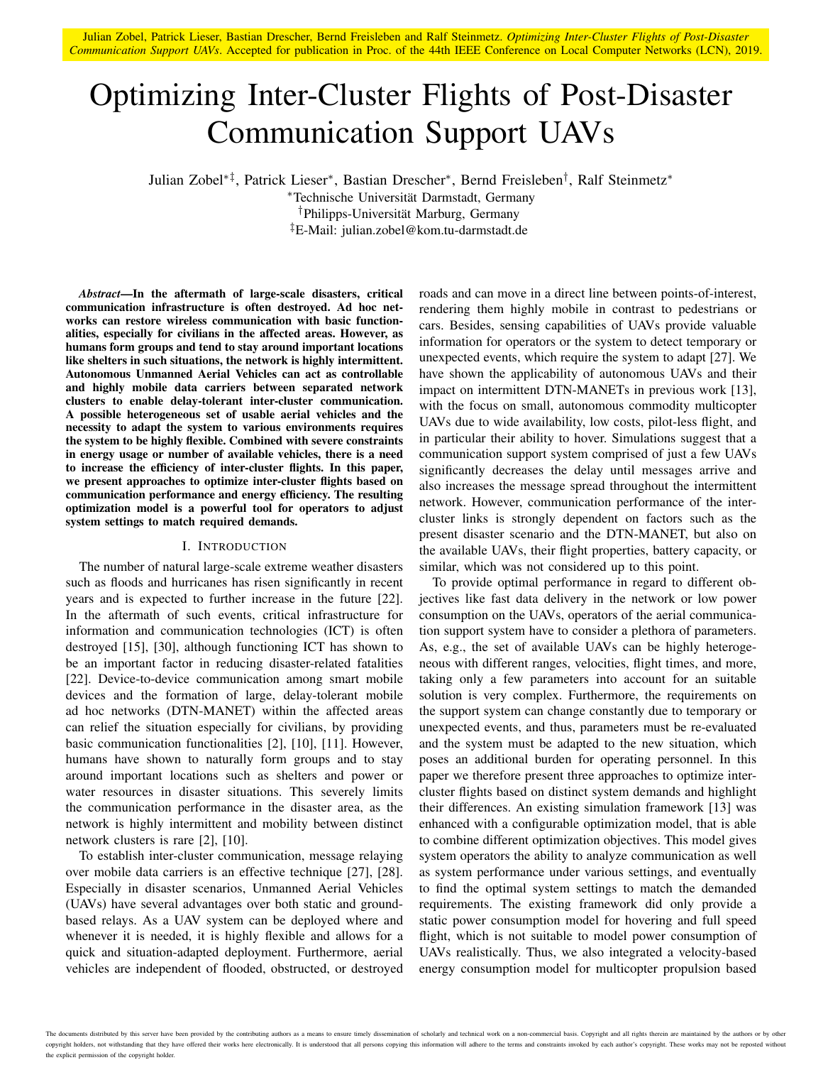Julian Zobel, Patrick Lieser, Bastian Drescher, Bernd Freisleben and Ralf Steinmetz. *Optimizing Inter-Cluster Flights of Post-Disaster Communication Support UAVs*. Accepted for publication in Proc. of the 44th IEEE Conference on Local Computer Networks (LCN), 2019.

# Optimizing Inter-Cluster Flights of Post-Disaster Communication Support UAVs

Julian Zobel[∗‡], Patrick Lieser[∗], Bastian Drescher[∗], Bernd Freisleben[†], Ralf Steinmetz[∗]

[∗]Technische Universität Darmstadt, Germany
[†]Philipps-Universität Marburg, Germany
[‡]E-Mail: julian.zobel@kom.tu-darmstadt.de

***Abstract*—In the aftermath of large-scale disasters, critical communication infrastructure is often destroyed. Ad hoc networks can restore wireless communication with basic functionalities, especially for civilians in the affected areas. However, as humans form groups and tend to stay around important locations like shelters in such situations, the network is highly intermittent. Autonomous Unmanned Aerial Vehicles can act as controllable and highly mobile data carriers between separated network clusters to enable delay-tolerant inter-cluster communication. A possible heterogeneous set of usable aerial vehicles and the necessity to adapt the system to various environments requires the system to be highly flexible. Combined with severe constraints in energy usage or number of available vehicles, there is a need to increase the efficiency of inter-cluster flights. In this paper, we present approaches to optimize inter-cluster flights based on communication performance and energy efficiency. The resulting optimization model is a powerful tool for operators to adjust system settings to match required demands.**

## I. Introduction

The number of natural large-scale extreme weather disasters such as floods and hurricanes has risen significantly in recent years and is expected to further increase in the future [22]. In the aftermath of such events, critical infrastructure for information and communication technologies (ICT) is often destroyed [15], [30], although functioning ICT has shown to be an important factor in reducing disaster-related fatalities [22]. Device-to-device communication among smart mobile devices and the formation of large, delay-tolerant mobile ad hoc networks (DTN-MANET) within the affected areas can relief the situation especially for civilians, by providing basic communication functionalities [2], [10], [11]. However, humans have shown to naturally form groups and to stay around important locations such as shelters and power or water resources in disaster situations. This severely limits the communication performance in the disaster area, as the network is highly intermittent and mobility between distinct network clusters is rare [2], [10].

To establish inter-cluster communication, message relaying over mobile data carriers is an effective technique [27], [28]. Especially in disaster scenarios, Unmanned Aerial Vehicles (UAVs) have several advantages over both static and ground-based relays. As a UAV system can be deployed where and whenever it is needed, it is highly flexible and allows for a quick and situation-adapted deployment. Furthermore, aerial vehicles are independent of flooded, obstructed, or destroyed roads and can move in a direct line between points-of-interest, rendering them highly mobile in contrast to pedestrians or cars. Besides, sensing capabilities of UAVs provide valuable information for operators or the system to detect temporary or unexpected events, which require the system to adapt [27]. We have shown the applicability of autonomous UAVs and their impact on intermittent DTN-MANETs in previous work [13], with the focus on small, autonomous commodity multicopter UAVs due to wide availability, low costs, pilot-less flight, and in particular their ability to hover. Simulations suggest that a communication support system comprised of just a few UAVs significantly decreases the delay until messages arrive and also increases the message spread throughout the intermittent network. However, communication performance of the inter-cluster links is strongly dependent on factors such as the present disaster scenario and the DTN-MANET, but also on the available UAVs, their flight properties, battery capacity, or similar, which was not considered up to this point.

To provide optimal performance in regard to different objectives like fast data delivery in the network or low power consumption on the UAVs, operators of the aerial communication support system have to consider a plethora of parameters. As, e.g., the set of available UAVs can be highly heterogeneous with different ranges, velocities, flight times, and more, taking only a few parameters into account for an suitable solution is very complex. Furthermore, the requirements on the support system can change constantly due to temporary or unexpected events, and thus, parameters must be re-evaluated and the system must be adapted to the new situation, which poses an additional burden for operating personnel. In this paper we therefore present three approaches to optimize inter-cluster flights based on distinct system demands and highlight their differences. An existing simulation framework [13] was enhanced with a configurable optimization model, that is able to combine different optimization objectives. This model gives system operators the ability to analyze communication as well as system performance under various settings, and eventually to find the optimal system settings to match the demanded requirements. The existing framework did only provide a static power consumption model for hovering and full speed flight, which is not suitable to model power consumption of UAVs realistically. Thus, we also integrated a velocity-based energy consumption model for multicopter propulsion based

The documents distributed by this server have been provided by the contributing authors as a means to ensure timely dissemination of scholarly and technical work on a non-commercial basis. Copyright and all rights therein are maintained by the authors or by other copyright holders, not withstanding that they have offered their works here electronically. It is understood that all persons copying this information will adhere to the terms and constraints invoked by each author's copyright. These works may not be reposted without the explicit permission of the copyright holder.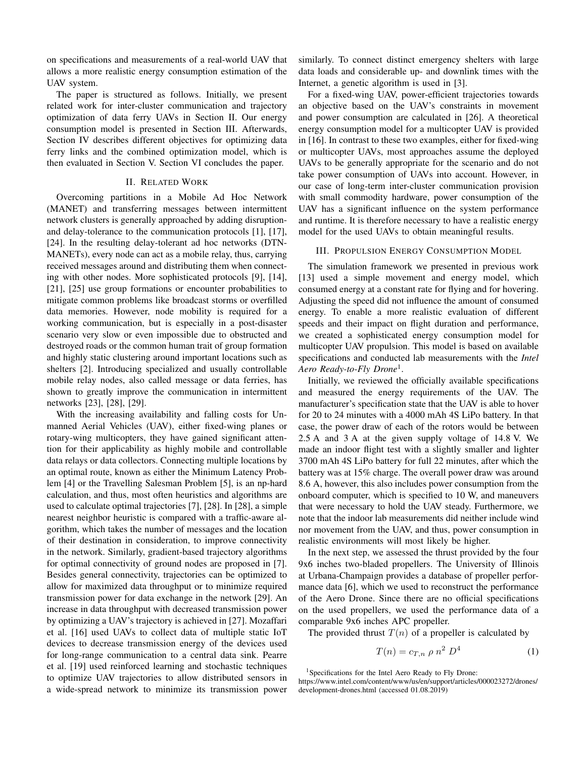on specifications and measurements of a real-world UAV that allows a more realistic energy consumption estimation of the UAV system.

The paper is structured as follows. Initially, we present related work for inter-cluster communication and trajectory optimization of data ferry UAVs in Section II. Our energy consumption model is presented in Section III. Afterwards, Section IV describes different objectives for optimizing data ferry links and the combined optimization model, which is then evaluated in Section V. Section VI concludes the paper.

## II. Related Work

Overcoming partitions in a Mobile Ad Hoc Network (MANET) and transferring messages between intermittent network clusters is generally approached by adding disruption- and delay-tolerance to the communication protocols [1], [17], [24]. In the resulting delay-tolerant ad hoc networks (DTN-MANETs), every node can act as a mobile relay, thus, carrying received messages around and distributing them when connecting with other nodes. More sophisticated protocols [9], [14], [21], [25] use group formations or encounter probabilities to mitigate common problems like broadcast storms or overfilled data memories. However, node mobility is required for a working communication, but is especially in a post-disaster scenario very slow or even impossible due to obstructed and destroyed roads or the common human trait of group formation and highly static clustering around important locations such as shelters [2]. Introducing specialized and usually controllable mobile relay nodes, also called message or data ferries, has shown to greatly improve the communication in intermittent networks [23], [28], [29].

With the increasing availability and falling costs for Unmanned Aerial Vehicles (UAV), either fixed-wing planes or rotary-wing multicopters, they have gained significant attention for their applicability as highly mobile and controllable data relays or data collectors. Connecting multiple locations by an optimal route, known as either the Minimum Latency Problem [4] or the Travelling Salesman Problem [5], is an np-hard calculation, and thus, most often heuristics and algorithms are used to calculate optimal trajectories [7], [28]. In [28], a simple nearest neighbor heuristic is compared with a traffic-aware algorithm, which takes the number of messages and the location of their destination in consideration, to improve connectivity in the network. Similarly, gradient-based trajectory algorithms for optimal connectivity of ground nodes are proposed in [7]. Besides general connectivity, trajectories can be optimized to allow for maximized data throughput or to minimize required transmission power for data exchange in the network [29]. An increase in data throughput with decreased transmission power by optimizing a UAV's trajectory is achieved in [27]. Mozaffari et al. [16] used UAVs to collect data of multiple static IoT devices to decrease transmission energy of the devices used for long-range communication to a central data sink. Pearre et al. [19] used reinforced learning and stochastic techniques to optimize UAV trajectories to allow distributed sensors in a wide-spread network to minimize its transmission power similarly. To connect distinct emergency shelters with large data loads and considerable up- and downlink times with the Internet, a genetic algorithm is used in [3].

For a fixed-wing UAV, power-efficient trajectories towards an objective based on the UAV's constraints in movement and power consumption are calculated in [26]. A theoretical energy consumption model for a multicopter UAV is provided in [16]. In contrast to these two examples, either for fixed-wing or multicopter UAVs, most approaches assume the deployed UAVs to be generally appropriate for the scenario and do not take power consumption of UAVs into account. However, in our case of long-term inter-cluster communication provision with small commodity hardware, power consumption of the UAV has a significant influence on the system performance and runtime. It is therefore necessary to have a realistic energy model for the used UAVs to obtain meaningful results.

## III. Propulsion Energy Consumption Model

The simulation framework we presented in previous work [13] used a simple movement and energy model, which consumed energy at a constant rate for flying and for hovering. Adjusting the speed did not influence the amount of consumed energy. To enable a more realistic evaluation of different speeds and their impact on flight duration and performance, we created a sophisticated energy consumption model for multicopter UAV propulsion. This model is based on available specifications and conducted lab measurements with the *Intel Aero Ready-to-Fly Drone*[1].

Initially, we reviewed the officially available specifications and measured the energy requirements of the UAV. The manufacturer's specification state that the UAV is able to hover for 20 to 24 minutes with a 4000 mAh 4S LiPo battery. In that case, the power draw of each of the rotors would be between 2.5 A and 3 A at the given supply voltage of 14.8 V. We made an indoor flight test with a slightly smaller and lighter 3700 mAh 4S LiPo battery for full 22 minutes, after which the battery was at 15% charge. The overall power draw was around 8.6 A, however, this also includes power consumption from the onboard computer, which is specified to 10 W, and maneuvers that were necessary to hold the UAV steady. Furthermore, we note that the indoor lab measurements did neither include wind nor movement from the UAV, and thus, power consumption in realistic environments will most likely be higher.

In the next step, we assessed the thrust provided by the four 9x6 inches two-bladed propellers. The University of Illinois at Urbana-Champaign provides a database of propeller performance data [6], which we used to reconstruct the performance of the Aero Drone. Since there are no official specifications on the used propellers, we used the performance data of a comparable 9x6 inches APC propeller.

The provided thrust $T(n)$ of a propeller is calculated by

$$T(n) = c_{T,n} \; \rho \; n^2 \; D^4 \tag{1}$$

[1] Specifications for the Intel Aero Ready to Fly Drone: https://www.intel.com/content/www/us/en/support/articles/000023272/drones/development-drones.html (accessed 01.08.2019)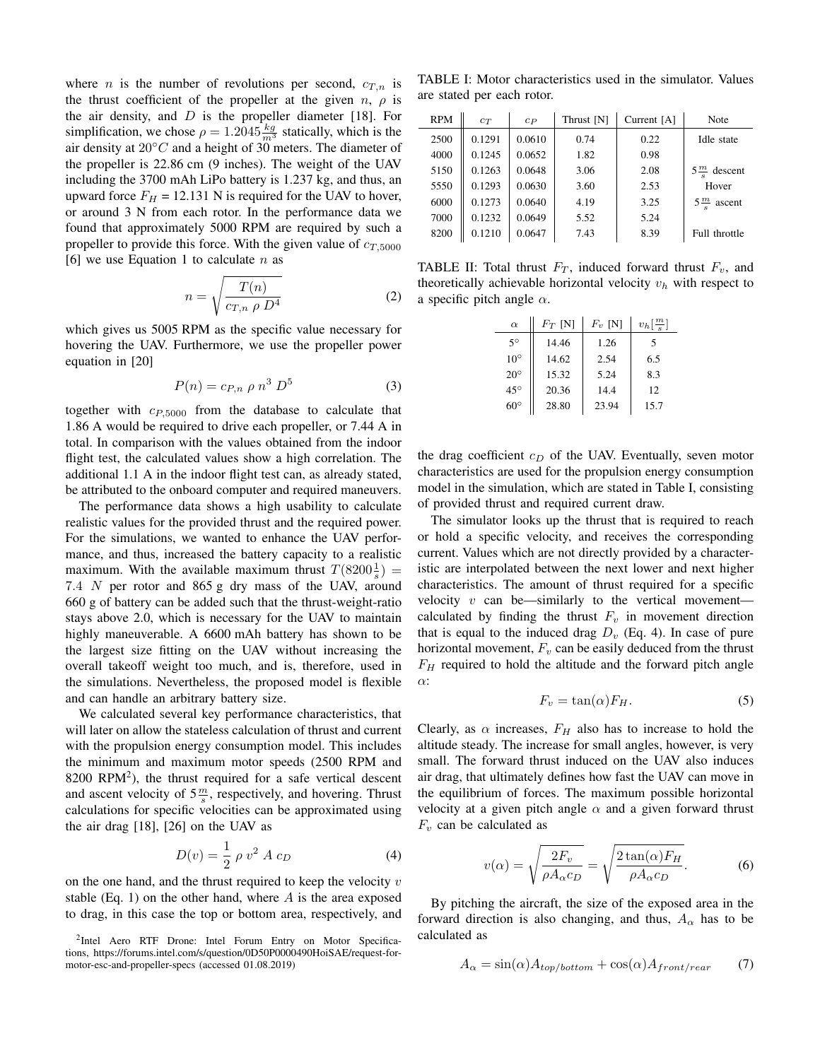where $n$ is the number of revolutions per second, $c_{T,n}$ is the thrust coefficient of the propeller at the given $n$, $\rho$ is the air density, and $D$ is the propeller diameter [18]. For simplification, we chose $\rho = 1.2045 \frac{kg}{m^3}$ statically, which is the air density at $20°C$ and a height of 30 meters. The diameter of the propeller is 22.86 cm (9 inches). The weight of the UAV including the 3700 mAh LiPo battery is 1.237 kg, and thus, an upward force $F_H$ = 12.131 N is required for the UAV to hover, or around 3 N from each rotor. In the performance data we found that approximately 5000 RPM are required by such a propeller to provide this force. With the given value of $c_{T,5000}$ [6] we use Equation 1 to calculate $n$ as

$$n = \sqrt{\frac{T(n)}{c_{T,n}\ \rho\ D^4}} \tag{2}$$

which gives us 5005 RPM as the specific value necessary for hovering the UAV. Furthermore, we use the propeller power equation in [20]

$$P(n) = c_{P,n}\ \rho\ n^3\ D^5 \tag{3}$$

together with $c_{P,5000}$ from the database to calculate that 1.86 A would be required to drive each propeller, or 7.44 A in total. In comparison with the values obtained from the indoor flight test, the calculated values show a high correlation. The additional 1.1 A in the indoor flight test can, as already stated, be attributed to the onboard computer and required maneuvers.

The performance data shows a high usability to calculate realistic values for the provided thrust and the required power. For the simulations, we wanted to enhance the UAV performance, and thus, increased the battery capacity to a realistic maximum. With the available maximum thrust $T(8200 \frac{1}{s}) = 7.4\ N$ per rotor and 865 g dry mass of the UAV, around 660 g of battery can be added such that the thrust-weight-ratio stays above 2.0, which is necessary for the UAV to maintain highly maneuverable. A 6600 mAh battery has shown to be the largest size fitting on the UAV without increasing the overall takeoff weight too much, and is, therefore, used in the simulations. Nevertheless, the proposed model is flexible and can handle an arbitrary battery size.

We calculated several key performance characteristics, that will later on allow the stateless calculation of thrust and current with the propulsion energy consumption model. This includes the minimum and maximum motor speeds (2500 RPM and 8200 RPM[2]), the thrust required for a safe vertical descent and ascent velocity of $5 \frac{m}{s}$, respectively, and hovering. Thrust calculations for specific velocities can be approximated using the air drag [18], [26] on the UAV as

$$D(v) = \frac{1}{2}\ \rho\ v^2\ A\ c_D \tag{4}$$

on the one hand, and the thrust required to keep the velocity $v$ stable (Eq. 1) on the other hand, where $A$ is the area exposed to drag, in this case the top or bottom area, respectively, and the drag coefficient $c_D$ of the UAV. Eventually, seven motor characteristics are used for the propulsion energy consumption model in the simulation, which are stated in Table I, consisting of provided thrust and required current draw.

TABLE I: Motor characteristics used in the simulator. Values are stated per each rotor.

| RPM | $c_T$ | $c_P$ | Thrust [N] | Current [A] | Note |
|---|---|---|---|---|---|
| 2500 | 0.1291 | 0.0610 | 0.74 | 0.22 | Idle state |
| 4000 | 0.1245 | 0.0652 | 1.82 | 0.98 | |
| 5150 | 0.1263 | 0.0648 | 3.06 | 2.08 | $5 \frac{m}{s}$ descent |
| 5550 | 0.1293 | 0.0630 | 3.60 | 2.53 | Hover |
| 6000 | 0.1273 | 0.0640 | 4.19 | 3.25 | $5 \frac{m}{s}$ ascent |
| 7000 | 0.1232 | 0.0649 | 5.52 | 5.24 | |
| 8200 | 0.1210 | 0.0647 | 7.43 | 8.39 | Full throttle |

TABLE II: Total thrust $F_T$, induced forward thrust $F_v$, and theoretically achievable horizontal velocity $v_h$ with respect to a specific pitch angle $\alpha$.

| $\alpha$ | $F_T$ [N] | $F_v$ [N] | $v_h [\frac{m}{s}]$ |
|---|---|---|---|
| 5° | 14.46 | 1.26 | 5 |
| 10° | 14.62 | 2.54 | 6.5 |
| 20° | 15.32 | 5.24 | 8.3 |
| 45° | 20.36 | 14.4 | 12 |
| 60° | 28.80 | 23.94 | 15.7 |

The simulator looks up the thrust that is required to reach or hold a specific velocity, and receives the corresponding current. Values which are not directly provided by a characteristic are interpolated between the next lower and next higher characteristics. The amount of thrust required for a specific velocity $v$ can be—similarly to the vertical movement—calculated by finding the thrust $F_v$ in movement direction that is equal to the induced drag $D_v$ (Eq. 4). In case of pure horizontal movement, $F_v$ can be easily deduced from the thrust $F_H$ required to hold the altitude and the forward pitch angle $\alpha$:

$$F_v = \tan(\alpha) F_H. \tag{5}$$

Clearly, as $\alpha$ increases, $F_H$ also has to increase to hold the altitude steady. The increase for small angles, however, is very small. The forward thrust induced on the UAV also induces air drag, that ultimately defines how fast the UAV can move in the equilibrium of forces. The maximum possible horizontal velocity at a given pitch angle $\alpha$ and a given forward thrust $F_v$ can be calculated as

$$v(\alpha) = \sqrt{\frac{2F_v}{\rho A_\alpha c_D}} = \sqrt{\frac{2\tan(\alpha)F_H}{\rho A_\alpha c_D}}. \tag{6}$$

By pitching the aircraft, the size of the exposed area in the forward direction is also changing, and thus, $A_\alpha$ has to be calculated as

$$A_\alpha = \sin(\alpha) A_{top/bottom} + \cos(\alpha) A_{front/rear} \tag{7}$$

[2] Intel Aero RTF Drone: Intel Forum Entry on Motor Specifications, https://forums.intel.com/s/question/0D50P0000490HoiSAE/request-for-motor-esc-and-propeller-specs (accessed 01.08.2019)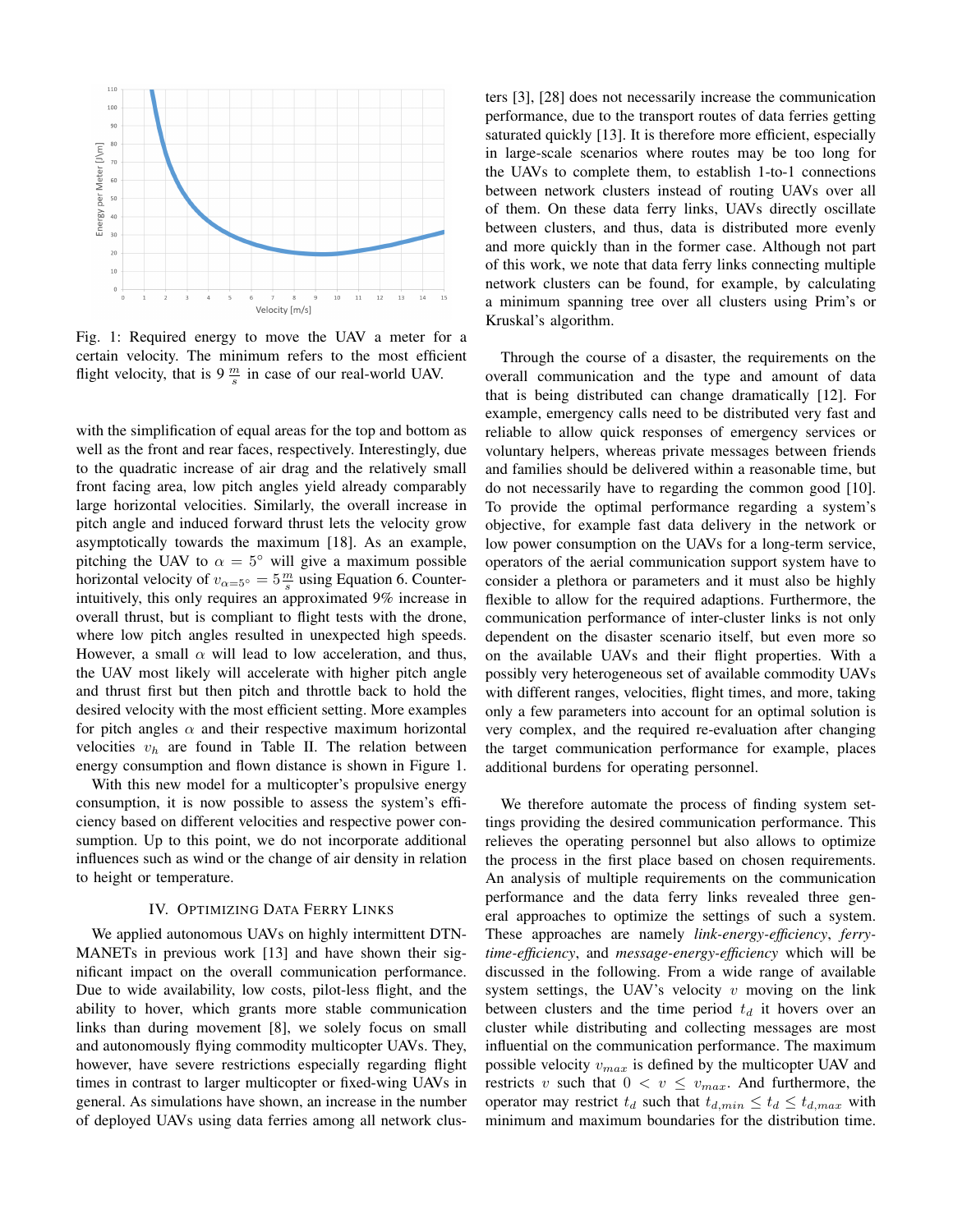Fig. 1: Required energy to move the UAV a meter for a certain velocity. The minimum refers to the most efficient flight velocity, that is 9 $\frac{m}{s}$ in case of our real-world UAV.

with the simplification of equal areas for the top and bottom as well as the front and rear faces, respectively. Interestingly, due to the quadratic increase of air drag and the relatively small front facing area, low pitch angles yield already comparably large horizontal velocities. Similarly, the overall increase in pitch angle and induced forward thrust lets the velocity grow asymptotically towards the maximum [18]. As an example, pitching the UAV to $\alpha = 5°$ will give a maximum possible horizontal velocity of $v_{\alpha=5°} = 5\frac{m}{s}$ using Equation 6. Counter-intuitively, this only requires an approximated 9% increase in overall thrust, but is compliant to flight tests with the drone, where low pitch angles resulted in unexpected high speeds. However, a small $\alpha$ will lead to low acceleration, and thus, the UAV most likely will accelerate with higher pitch angle and thrust first but then pitch and throttle back to hold the desired velocity with the most efficient setting. More examples for pitch angles $\alpha$ and their respective maximum horizontal velocities $v_h$ are found in Table II. The relation between energy consumption and flown distance is shown in Figure 1.

With this new model for a multicopter's propulsive energy consumption, it is now possible to assess the system's efficiency based on different velocities and respective power consumption. Up to this point, we do not incorporate additional influences such as wind or the change of air density in relation to height or temperature.

## IV. Optimizing Data Ferry Links

We applied autonomous UAVs on highly intermittent DTN-MANETs in previous work [13] and have shown their significant impact on the overall communication performance. Due to wide availability, low costs, pilot-less flight, and the ability to hover, which grants more stable communication links than during movement [8], we solely focus on small and autonomously flying commodity multicopter UAVs. They, however, have severe restrictions especially regarding flight times in contrast to larger multicopter or fixed-wing UAVs in general. As simulations have shown, an increase in the number of deployed UAVs using data ferries among all network clusters [3], [28] does not necessarily increase the communication performance, due to the transport routes of data ferries getting saturated quickly [13]. It is therefore more efficient, especially in large-scale scenarios where routes may be too long for the UAVs to complete them, to establish 1-to-1 connections between network clusters instead of routing UAVs over all of them. On these data ferry links, UAVs directly oscillate between clusters, and thus, data is distributed more evenly and more quickly than in the former case. Although not part of this work, we note that data ferry links connecting multiple network clusters can be found, for example, by calculating a minimum spanning tree over all clusters using Prim's or Kruskal's algorithm.

Through the course of a disaster, the requirements on the overall communication and the type and amount of data that is being distributed can change dramatically [12]. For example, emergency calls need to be distributed very fast and reliable to allow quick responses of emergency services or voluntary helpers, whereas private messages between friends and families should be delivered within a reasonable time, but do not necessarily have to regarding the common good [10]. To provide the optimal performance regarding a system's objective, for example fast data delivery in the network or low power consumption on the UAVs for a long-term service, operators of the aerial communication support system have to consider a plethora or parameters and it must also be highly flexible to allow for the required adaptions. Furthermore, the communication performance of inter-cluster links is not only dependent on the disaster scenario itself, but even more so on the available UAVs and their flight properties. With a possibly very heterogeneous set of available commodity UAVs with different ranges, velocities, flight times, and more, taking only a few parameters into account for an optimal solution is very complex, and the required re-evaluation after changing the target communication performance for example, places additional burdens for operating personnel.

We therefore automate the process of finding system settings providing the desired communication performance. This relieves the operating personnel but also allows to optimize the process in the first place based on chosen requirements. An analysis of multiple requirements on the communication performance and the data ferry links revealed three general approaches to optimize the settings of such a system. These approaches are namely *link-energy-efficiency*, *ferry-time-efficiency*, and *message-energy-efficiency* which will be discussed in the following. From a wide range of available system settings, the UAV's velocity $v$ moving on the link between clusters and the time period $t_d$ it hovers over an cluster while distributing and collecting messages are most influential on the communication performance. The maximum possible velocity $v_{max}$ is defined by the multicopter UAV and restricts $v$ such that $0 < v \leq v_{max}$. And furthermore, the operator may restrict $t_d$ such that $t_{d,min} \leq t_d \leq t_{d,max}$ with minimum and maximum boundaries for the distribution time.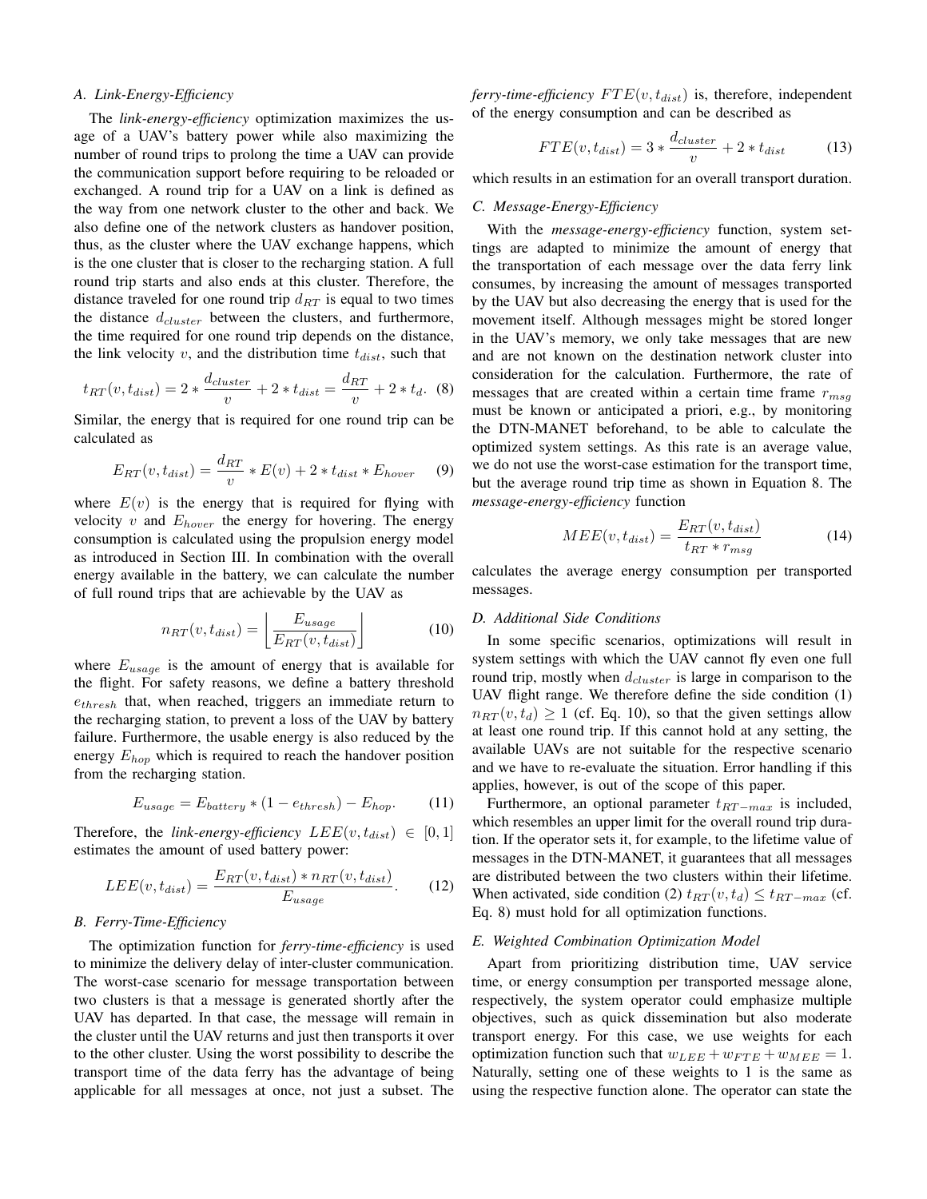### A. Link-Energy-Efficiency

The *link-energy-efficiency* optimization maximizes the usage of a UAV's battery power while also maximizing the number of round trips to prolong the time a UAV can provide the communication support before requiring to be reloaded or exchanged. A round trip for a UAV on a link is defined as the way from one network cluster to the other and back. We also define one of the network clusters as handover position, thus, as the cluster where the UAV exchange happens, which is the one cluster that is closer to the recharging station. A full round trip starts and also ends at this cluster. Therefore, the distance traveled for one round trip $d_{RT}$ is equal to two times the distance $d_{cluster}$ between the clusters, and furthermore, the time required for one round trip depends on the distance, the link velocity $v$, and the distribution time $t_{dist}$, such that

$$t_{RT}(v, t_{dist}) = 2 * \frac{d_{cluster}}{v} + 2 * t_{dist} = \frac{d_{RT}}{v} + 2 * t_d. \quad (8)$$

Similar, the energy that is required for one round trip can be calculated as

$$E_{RT}(v, t_{dist}) = \frac{d_{RT}}{v} * E(v) + 2 * t_{dist} * E_{hover} \quad (9)$$

where $E(v)$ is the energy that is required for flying with velocity $v$ and $E_{hover}$ the energy for hovering. The energy consumption is calculated using the propulsion energy model as introduced in Section III. In combination with the overall energy available in the battery, we can calculate the number of full round trips that are achievable by the UAV as

$$n_{RT}(v, t_{dist}) = \left\lfloor \frac{E_{usage}}{E_{RT}(v, t_{dist})} \right\rfloor \quad (10)$$

where $E_{usage}$ is the amount of energy that is available for the flight. For safety reasons, we define a battery threshold $e_{thresh}$ that, when reached, triggers an immediate return to the recharging station, to prevent a loss of the UAV by battery failure. Furthermore, the usable energy is also reduced by the energy $E_{hop}$ which is required to reach the handover position from the recharging station.

$$E_{usage} = E_{battery} * (1 - e_{thresh}) - E_{hop}. \quad (11)$$

Therefore, the *link-energy-efficiency* $LEE(v, t_{dist}) \in [0, 1]$ estimates the amount of used battery power:

$$LEE(v, t_{dist}) = \frac{E_{RT}(v, t_{dist}) * n_{RT}(v, t_{dist})}{E_{usage}}. \quad (12)$$

### B. Ferry-Time-Efficiency

The optimization function for *ferry-time-efficiency* is used to minimize the delivery delay of inter-cluster communication. The worst-case scenario for message transportation between two clusters is that a message is generated shortly after the UAV has departed. In that case, the message will remain in the cluster until the UAV returns and just then transports it over to the other cluster. Using the worst possibility to describe the transport time of the data ferry has the advantage of being applicable for all messages at once, not just a subset. The *ferry-time-efficiency* $FTE(v, t_{dist})$ is, therefore, independent of the energy consumption and can be described as

$$FTE(v, t_{dist}) = 3 * \frac{d_{cluster}}{v} + 2 * t_{dist} \quad (13)$$

which results in an estimation for an overall transport duration.

### C. Message-Energy-Efficiency

With the *message-energy-efficiency* function, system settings are adapted to minimize the amount of energy that the transportation of each message over the data ferry link consumes, by increasing the amount of messages transported by the UAV but also decreasing the energy that is used for the movement itself. Although messages might be stored longer in the UAV's memory, we only take messages that are new and are not known on the destination network cluster into consideration for the calculation. Furthermore, the rate of messages that are created within a certain time frame $r_{msg}$ must be known or anticipated a priori, e.g., by monitoring the DTN-MANET beforehand, to be able to calculate the optimized system settings. As this rate is an average value, we do not use the worst-case estimation for the transport time, but the average round trip time as shown in Equation 8. The *message-energy-efficiency* function

$$MEE(v, t_{dist}) = \frac{E_{RT}(v, t_{dist})}{t_{RT} * r_{msg}} \quad (14)$$

calculates the average energy consumption per transported messages.

### D. Additional Side Conditions

In some specific scenarios, optimizations will result in system settings with which the UAV cannot fly even one full round trip, mostly when $d_{cluster}$ is large in comparison to the UAV flight range. We therefore define the side condition (1) $n_{RT}(v, t_d) \geq 1$ (cf. Eq. 10), so that the given settings allow at least one round trip. If this cannot hold at any setting, the available UAVs are not suitable for the respective scenario and we have to re-evaluate the situation. Error handling if this applies, however, is out of the scope of this paper.

Furthermore, an optional parameter $t_{RT-max}$ is included, which resembles an upper limit for the overall round trip duration. If the operator sets it, for example, to the lifetime value of messages in the DTN-MANET, it guarantees that all messages are distributed between the two clusters within their lifetime. When activated, side condition (2) $t_{RT}(v, t_d) \leq t_{RT-max}$ (cf. Eq. 8) must hold for all optimization functions.

### E. Weighted Combination Optimization Model

Apart from prioritizing distribution time, UAV service time, or energy consumption per transported message alone, respectively, the system operator could emphasize multiple objectives, such as quick dissemination but also moderate transport energy. For this case, we use weights for each optimization function such that $w_{LEE} + w_{FTE} + w_{MEE} = 1$. Naturally, setting one of these weights to 1 is the same as using the respective function alone. The operator can state the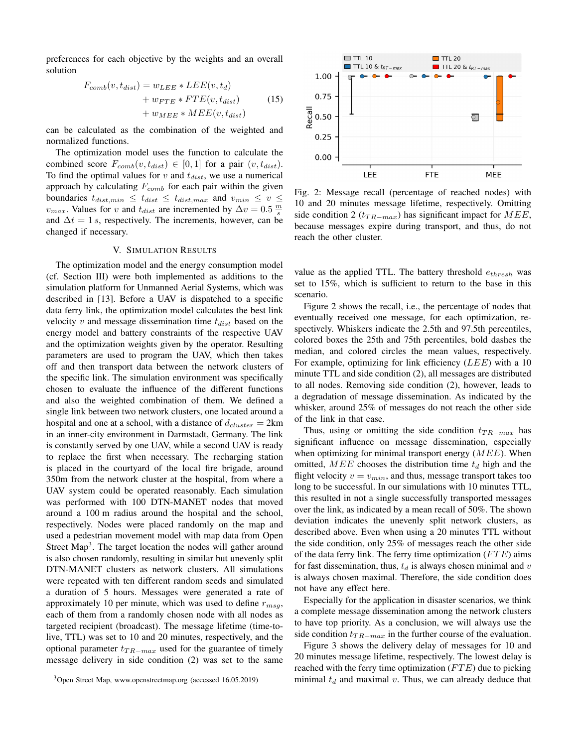preferences for each objective by the weights and an overall solution

$$F_{comb}(v, t_{dist}) = w_{LEE} * LEE(v, t_d) + w_{FTE} * FTE(v, t_{dist}) + w_{MEE} * MEE(v, t_{dist}) \quad (15)$$

can be calculated as the combination of the weighted and normalized functions.

The optimization model uses the function to calculate the combined score $F_{comb}(v, t_{dist}) \in [0, 1]$ for a pair $(v, t_{dist})$. To find the optimal values for $v$ and $t_{dist}$, we use a numerical approach by calculating $F_{comb}$ for each pair within the given boundaries $t_{dist,min} \leq t_{dist} \leq t_{dist,max}$ and $v_{min} \leq v \leq v_{max}$. Values for $v$ and $t_{dist}$ are incremented by $\Delta v = 0.5\,\frac{m}{s}$ and $\Delta t = 1\,s$, respectively. The increments, however, can be changed if necessary.

## V. Simulation Results

The optimization model and the energy consumption model (cf. Section III) were both implemented as additions to the simulation platform for Unmanned Aerial Systems, which was described in [13]. Before a UAV is dispatched to a specific data ferry link, the optimization model calculates the best link velocity $v$ and message dissemination time $t_{dist}$ based on the energy model and battery constraints of the respective UAV and the optimization weights given by the operator. Resulting parameters are used to program the UAV, which then takes off and then transport data between the network clusters of the specific link. The simulation environment was specifically chosen to evaluate the influence of the different functions and also the weighted combination of them. We defined a single link between two network clusters, one located around a hospital and one at a school, with a distance of $d_{cluster} = 2$km in an inner-city environment in Darmstadt, Germany. The link is constantly served by one UAV, while a second UAV is ready to replace the first when necessary. The recharging station is placed in the courtyard of the local fire brigade, around 350m from the network cluster at the hospital, from where a UAV system could be operated reasonably. Each simulation was performed with 100 DTN-MANET nodes that moved around a 100 m radius around the hospital and the school, respectively. Nodes were placed randomly on the map and used a pedestrian movement model with map data from Open Street Map[3]. The target location the nodes will gather around is also chosen randomly, resulting in similar but unevenly split DTN-MANET clusters as network clusters. All simulations were repeated with ten different random seeds and simulated a duration of 5 hours. Messages were generated a rate of approximately 10 per minute, which was used to define $r_{msg}$, each of them from a randomly chosen node with all nodes as targeted recipient (broadcast). The message lifetime (time-to-live, TTL) was set to 10 and 20 minutes, respectively, and the optional parameter $t_{TR-max}$ used for the guarantee of timely message delivery in side condition (2) was set to the same

[3]Open Street Map, www.openstreetmap.org (accessed 16.05.2019)

Fig. 2: Message recall (percentage of reached nodes) with 10 and 20 minutes message lifetime, respectively. Omitting side condition 2 ($t_{TR-max}$) has significant impact for $MEE$, because messages expire during transport, and thus, do not reach the other cluster.

value as the applied TTL. The battery threshold $e_{thresh}$ was set to 15%, which is sufficient to return to the base in this scenario.

Figure 2 shows the recall, i.e., the percentage of nodes that eventually received one message, for each optimization, respectively. Whiskers indicate the 2.5th and 97.5th percentiles, colored boxes the 25th and 75th percentiles, bold dashes the median, and colored circles the mean values, respectively. For example, optimizing for link efficiency ($LEE$) with a 10 minute TTL and side condition (2), all messages are distributed to all nodes. Removing side condition (2), however, leads to a degradation of message dissemination. As indicated by the whisker, around 25% of messages do not reach the other side of the link in that case.

Thus, using or omitting the side condition $t_{TR-max}$ has significant influence on message dissemination, especially when optimizing for minimal transport energy ($MEE$). When omitted, $MEE$ chooses the distribution time $t_d$ high and the flight velocity $v = v_{min}$, and thus, message transport takes too long to be successful. In our simulations with 10 minutes TTL, this resulted in not a single successfully transported messages over the link, as indicated by a mean recall of 50%. The shown deviation indicates the unevenly split network clusters, as described above. Even when using a 20 minutes TTL without the side condition, only 25% of messages reach the other side of the data ferry link. The ferry time optimization ($FTE$) aims for fast dissemination, thus, $t_d$ is always chosen minimal and $v$ is always chosen maximal. Therefore, the side condition does not have any effect here.

Especially for the application in disaster scenarios, we think a complete message dissemination among the network clusters to have top priority. As a conclusion, we will always use the side condition $t_{TR-max}$ in the further course of the evaluation.

Figure 3 shows the delivery delay of messages for 10 and 20 minutes message lifetime, respectively. The lowest delay is reached with the ferry time optimization ($FTE$) due to picking minimal $t_d$ and maximal $v$. Thus, we can already deduce that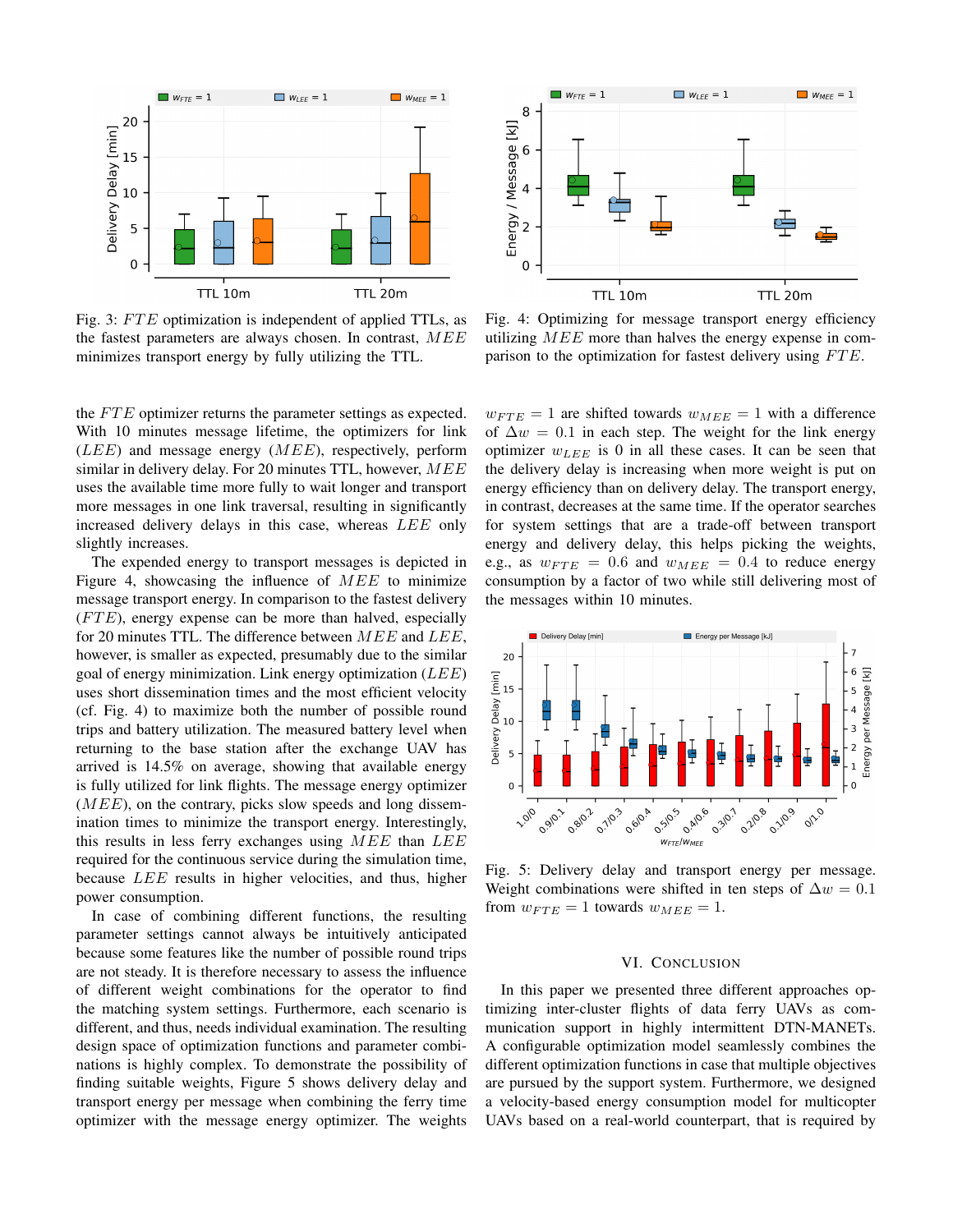Fig. 3: $FTE$ optimization is independent of applied TTLs, as the fastest parameters are always chosen. In contrast, $MEE$ minimizes transport energy by fully utilizing the TTL.

Fig. 4: Optimizing for message transport energy efficiency utilizing $MEE$ more than halves the energy expense in comparison to the optimization for fastest delivery using $FTE$.

the $FTE$ optimizer returns the parameter settings as expected. With 10 minutes message lifetime, the optimizers for link ($LEE$) and message energy ($MEE$), respectively, perform similar in delivery delay. For 20 minutes TTL, however, $MEE$ uses the available time more fully to wait longer and transport more messages in one link traversal, resulting in significantly increased delivery delays in this case, whereas $LEE$ only slightly increases.

The expended energy to transport messages is depicted in Figure 4, showcasing the influence of $MEE$ to minimize message transport energy. In comparison to the fastest delivery ($FTE$), energy expense can be more than halved, especially for 20 minutes TTL. The difference between $MEE$ and $LEE$, however, is smaller as expected, presumably due to the similar goal of energy minimization. Link energy optimization ($LEE$) uses short dissemination times and the most efficient velocity (cf. Fig. 4) to maximize both the number of possible round trips and battery utilization. The measured battery level when returning to the base station after the exchange UAV has arrived is 14.5% on average, showing that available energy is fully utilized for link flights. The message energy optimizer ($MEE$), on the contrary, picks slow speeds and long dissemination times to minimize the transport energy. Interestingly, this results in less ferry exchanges using $MEE$ than $LEE$ required for the continuous service during the simulation time, because $LEE$ results in higher velocities, and thus, higher power consumption.

In case of combining different functions, the resulting parameter settings cannot always be intuitively anticipated because some features like the number of possible round trips are not steady. It is therefore necessary to assess the influence of different weight combinations for the operator to find the matching system settings. Furthermore, each scenario is different, and thus, needs individual examination. The resulting design space of optimization functions and parameter combinations is highly complex. To demonstrate the possibility of finding suitable weights, Figure 5 shows delivery delay and transport energy per message when combining the ferry time optimizer with the message energy optimizer. The weights $w_{FTE} = 1$ are shifted towards $w_{MEE} = 1$ with a difference of $\Delta w = 0.1$ in each step. The weight for the link energy optimizer $w_{LEE}$ is 0 in all these cases. It can be seen that the delivery delay is increasing when more weight is put on energy efficiency than on delivery delay. The transport energy, in contrast, decreases at the same time. If the operator searches for system settings that are a trade-off between transport energy and delivery delay, this helps picking the weights, e.g., as $w_{FTE} = 0.6$ and $w_{MEE} = 0.4$ to reduce energy consumption by a factor of two while still delivering most of the messages within 10 minutes.

Fig. 5: Delivery delay and transport energy per message. Weight combinations were shifted in ten steps of $\Delta w = 0.1$ from $w_{FTE} = 1$ towards $w_{MEE} = 1$.

## VI. Conclusion

In this paper we presented three different approaches optimizing inter-cluster flights of data ferry UAVs as communication support in highly intermittent DTN-MANETs. A configurable optimization model seamlessly combines the different optimization functions in case that multiple objectives are pursued by the support system. Furthermore, we designed a velocity-based energy consumption model for multicopter UAVs based on a real-world counterpart, that is required by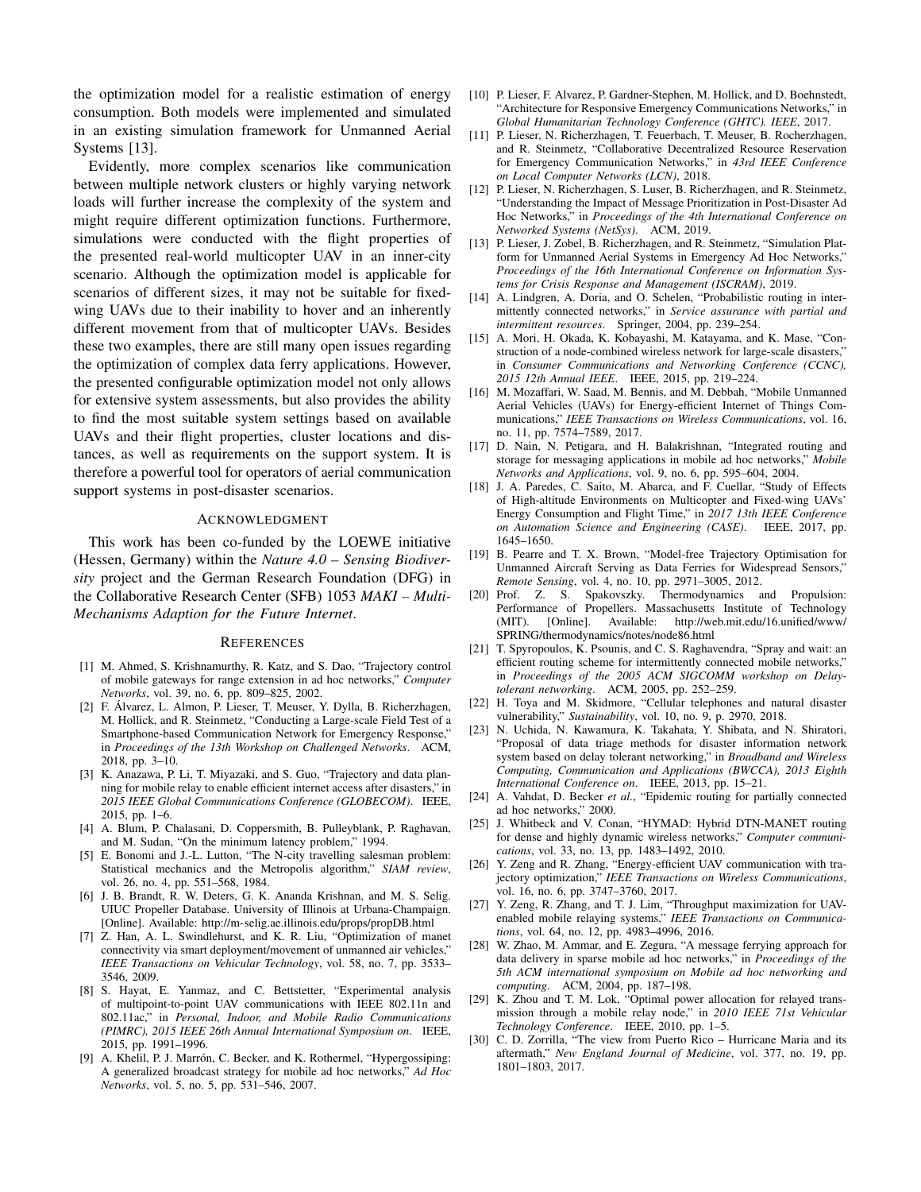the optimization model for a realistic estimation of energy consumption. Both models were implemented and simulated in an existing simulation framework for Unmanned Aerial Systems [13].

Evidently, more complex scenarios like communication between multiple network clusters or highly varying network loads will further increase the complexity of the system and might require different optimization functions. Furthermore, simulations were conducted with the flight properties of the presented real-world multicopter UAV in an inner-city scenario. Although the optimization model is applicable for scenarios of different sizes, it may not be suitable for fixed-wing UAVs due to their inability to hover and an inherently different movement from that of multicopter UAVs. Besides these two examples, there are still many open issues regarding the optimization of complex data ferry applications. However, the presented configurable optimization model not only allows for extensive system assessments, but also provides the ability to find the most suitable system settings based on available UAVs and their flight properties, cluster locations and distances, as well as requirements on the support system. It is therefore a powerful tool for operators of aerial communication support systems in post-disaster scenarios.

## Acknowledgment

This work has been co-funded by the LOEWE initiative (Hessen, Germany) within the *Nature 4.0 – Sensing Biodiversity* project and the German Research Foundation (DFG) in the Collaborative Research Center (SFB) 1053 *MAKI – Multi-Mechanisms Adaption for the Future Internet*.

## References

[1] M. Ahmed, S. Krishnamurthy, R. Katz, and S. Dao, "Trajectory control of mobile gateways for range extension in ad hoc networks," *Computer Networks*, vol. 39, no. 6, pp. 809–825, 2002.

[2] F. Álvarez, L. Almon, P. Lieser, T. Meuser, Y. Dylla, B. Richerzhagen, M. Hollick, and R. Steinmetz, "Conducting a Large-scale Field Test of a Smartphone-based Communication Network for Emergency Response," in *Proceedings of the 13th Workshop on Challenged Networks*. ACM, 2018, pp. 3–10.

[3] K. Anazawa, P. Li, T. Miyazaki, and S. Guo, "Trajectory and data planning for mobile relay to enable efficient internet access after disasters," in *2015 IEEE Global Communications Conference (GLOBECOM)*. IEEE, 2015, pp. 1–6.

[4] A. Blum, P. Chalasani, D. Coppersmith, B. Pulleyblank, P. Raghavan, and M. Sudan, "On the minimum latency problem," 1994.

[5] E. Bonomi and J.-L. Lutton, "The N-city travelling salesman problem: Statistical mechanics and the Metropolis algorithm," *SIAM review*, vol. 26, no. 4, pp. 551–568, 1984.

[6] J. B. Brandt, R. W. Deters, G. K. Ananda Krishnan, and M. S. Selig. UIUC Propeller Database. University of Illinois at Urbana-Champaign. [Online]. Available: http://m-selig.ae.illinois.edu/props/propDB.html

[7] Z. Han, A. L. Swindlehurst, and K. R. Liu, "Optimization of manet connectivity via smart deployment/movement of unmanned air vehicles," *IEEE Transactions on Vehicular Technology*, vol. 58, no. 7, pp. 3533–3546, 2009.

[8] S. Hayat, E. Yanmaz, and C. Bettstetter, "Experimental analysis of multipoint-to-point UAV communications with IEEE 802.11n and 802.11ac," in *Personal, Indoor, and Mobile Radio Communications (PIMRC), 2015 IEEE 26th Annual International Symposium on*. IEEE, 2015, pp. 1991–1996.

[9] A. Khelil, P. J. Marrón, C. Becker, and K. Rothermel, "Hypergossiping: A generalized broadcast strategy for mobile ad hoc networks," *Ad Hoc Networks*, vol. 5, no. 5, pp. 531–546, 2007.

[10] P. Lieser, F. Alvarez, P. Gardner-Stephen, M. Hollick, and D. Boehnstedt, "Architecture for Responsive Emergency Communications Networks," in *Global Humanitarian Technology Conference (GHTC). IEEE*, 2017.

[11] P. Lieser, N. Richerzhagen, T. Feuerbach, T. Meuser, B. Rocherzhagen, and R. Steinmetz, "Collaborative Decentralized Resource Reservation for Emergency Communication Networks," in *43rd IEEE Conference on Local Computer Networks (LCN)*, 2018.

[12] P. Lieser, N. Richerzhagen, S. Luser, B. Richerzhagen, and R. Steinmetz, "Understanding the Impact of Message Prioritization in Post-Disaster Ad Hoc Networks," in *Proceedings of the 4th International Conference on Networked Systems (NetSys)*. ACM, 2019.

[13] P. Lieser, J. Zobel, B. Richerzhagen, and R. Steinmetz, "Simulation Platform for Unmanned Aerial Systems in Emergency Ad Hoc Networks," *Proceedings of the 16th International Conference on Information Systems for Crisis Response and Management (ISCRAM)*, 2019.

[14] A. Lindgren, A. Doria, and O. Schelen, "Probabilistic routing in intermittently connected networks," in *Service assurance with partial and intermittent resources*. Springer, 2004, pp. 239–254.

[15] A. Mori, H. Okada, K. Kobayashi, M. Katayama, and K. Mase, "Construction of a node-combined wireless network for large-scale disasters," in *Consumer Communications and Networking Conference (CCNC), 2015 12th Annual IEEE*. IEEE, 2015, pp. 219–224.

[16] M. Mozaffari, W. Saad, M. Bennis, and M. Debbah, "Mobile Unmanned Aerial Vehicles (UAVs) for Energy-efficient Internet of Things Communications," *IEEE Transactions on Wireless Communications*, vol. 16, no. 11, pp. 7574–7589, 2017.

[17] D. Nain, N. Petigara, and H. Balakrishnan, "Integrated routing and storage for messaging applications in mobile ad hoc networks," *Mobile Networks and Applications*, vol. 9, no. 6, pp. 595–604, 2004.

[18] J. A. Paredes, C. Saito, M. Abarca, and F. Cuellar, "Study of Effects of High-altitude Environments on Multicopter and Fixed-wing UAVs' Energy Consumption and Flight Time," in *2017 13th IEEE Conference on Automation Science and Engineering (CASE)*. IEEE, 2017, pp. 1645–1650.

[19] B. Pearre and T. X. Brown, "Model-free Trajectory Optimisation for Unmanned Aircraft Serving as Data Ferries for Widespread Sensors," *Remote Sensing*, vol. 4, no. 10, pp. 2971–3005, 2012.

[20] Prof. Z. S. Spakovszky. Thermodynamics and Propulsion: Performance of Propellers. Massachusetts Institute of Technology (MIT). [Online]. Available: http://web.mit.edu/16.unified/www/SPRING/thermodynamics/notes/node86.html

[21] T. Spyropoulos, K. Psounis, and C. S. Raghavendra, "Spray and wait: an efficient routing scheme for intermittently connected mobile networks," in *Proceedings of the 2005 ACM SIGCOMM workshop on Delay-tolerant networking*. ACM, 2005, pp. 252–259.

[22] H. Toya and M. Skidmore, "Cellular telephones and natural disaster vulnerability," *Sustainability*, vol. 10, no. 9, p. 2970, 2018.

[23] N. Uchida, N. Kawamura, K. Takahata, Y. Shibata, and N. Shiratori, "Proposal of data triage methods for disaster information network system based on delay tolerant networking," in *Broadband and Wireless Computing, Communication and Applications (BWCCA), 2013 Eighth International Conference on*. IEEE, 2013, pp. 15–21.

[24] A. Vahdat, D. Becker *et al.*, "Epidemic routing for partially connected ad hoc networks," 2000.

[25] J. Whitbeck and V. Conan, "HYMAD: Hybrid DTN-MANET routing for dense and highly dynamic wireless networks," *Computer communications*, vol. 33, no. 13, pp. 1483–1492, 2010.

[26] Y. Zeng and R. Zhang, "Energy-efficient UAV communication with trajectory optimization," *IEEE Transactions on Wireless Communications*, vol. 16, no. 6, pp. 3747–3760, 2017.

[27] Y. Zeng, R. Zhang, and T. J. Lim, "Throughput maximization for UAV-enabled mobile relaying systems," *IEEE Transactions on Communications*, vol. 64, no. 12, pp. 4983–4996, 2016.

[28] W. Zhao, M. Ammar, and E. Zegura, "A message ferrying approach for data delivery in sparse mobile ad hoc networks," in *Proceedings of the 5th ACM international symposium on Mobile ad hoc networking and computing*. ACM, 2004, pp. 187–198.

[29] K. Zhou and T. M. Lok, "Optimal power allocation for relayed transmission through a mobile relay node," in *2010 IEEE 71st Vehicular Technology Conference*. IEEE, 2010, pp. 1–5.

[30] C. D. Zorrilla, "The view from Puerto Rico – Hurricane Maria and its aftermath," *New England Journal of Medicine*, vol. 377, no. 19, pp. 1801–1803, 2017.